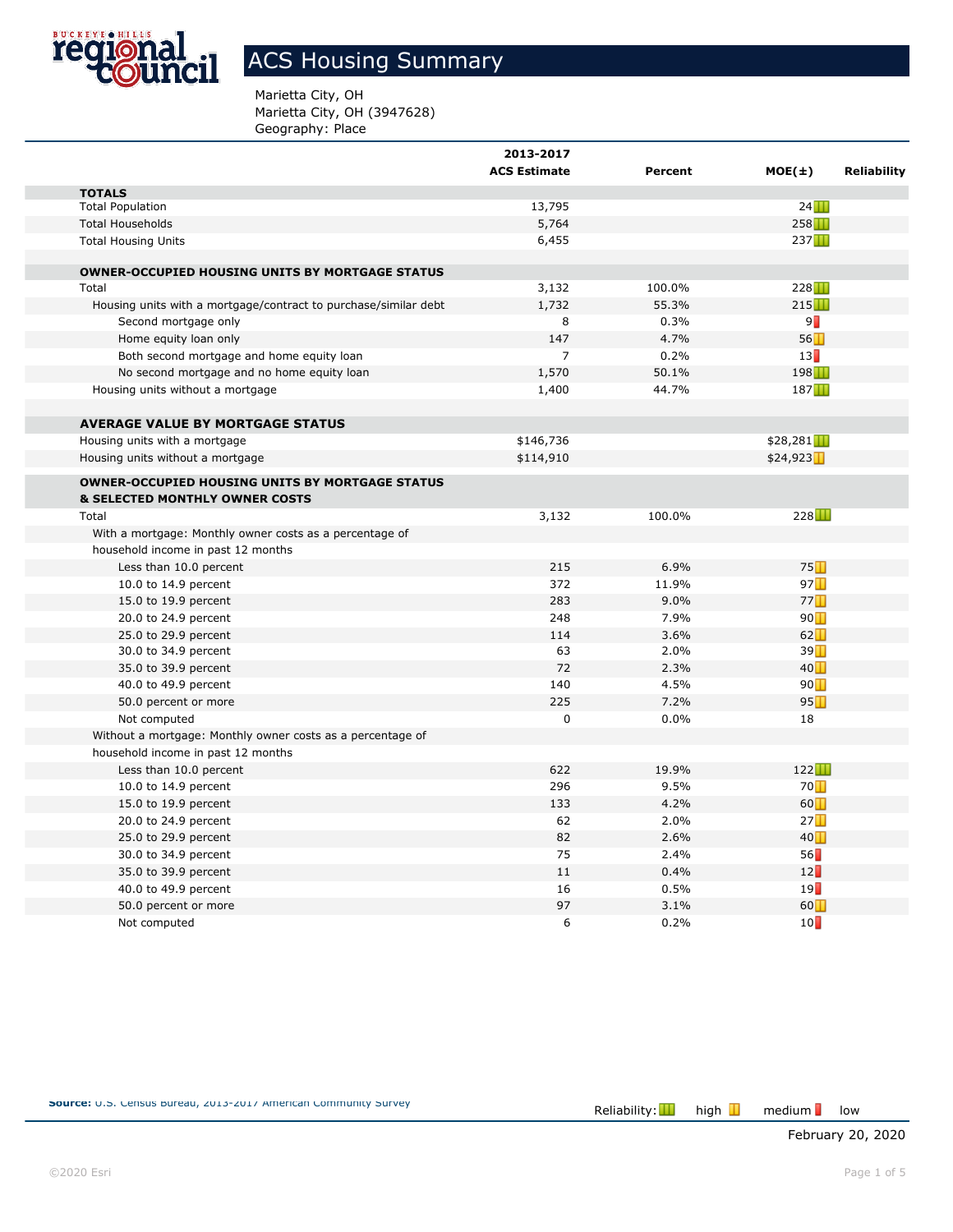# ACS Housing Summary

Marietta City, OH
Marietta City, OH (3947628)
Geography: Place

| | 2013-2017 ACS Estimate | Percent | MOE(±) | Reliability |
|---|---|---|---|---|
| **TOTALS** | | | | |
| Total Population | 13,795 | | 24 | high |
| Total Households | 5,764 | | 258 | high |
| Total Housing Units | 6,455 | | 237 | high |
| | | | | |
| **OWNER-OCCUPIED HOUSING UNITS BY MORTGAGE STATUS** | | | | |
| Total | 3,132 | 100.0% | 228 | high |
| Housing units with a mortgage/contract to purchase/similar debt | 1,732 | 55.3% | 215 | high |
| Second mortgage only | 8 | 0.3% | 9 | low |
| Home equity loan only | 147 | 4.7% | 56 | medium |
| Both second mortgage and home equity loan | 7 | 0.2% | 13 | low |
| No second mortgage and no home equity loan | 1,570 | 50.1% | 198 | high |
| Housing units without a mortgage | 1,400 | 44.7% | 187 | high |
| | | | | |
| **AVERAGE VALUE BY MORTGAGE STATUS** | | | | |
| Housing units with a mortgage | $146,736 | | $28,281 | high |
| Housing units without a mortgage | $114,910 | | $24,923 | medium |
| | | | | |
| **OWNER-OCCUPIED HOUSING UNITS BY MORTGAGE STATUS & SELECTED MONTHLY OWNER COSTS** | | | | |
| Total | 3,132 | 100.0% | 228 | high |
| With a mortgage: Monthly owner costs as a percentage of household income in past 12 months | | | | |
| Less than 10.0 percent | 215 | 6.9% | 75 | medium |
| 10.0 to 14.9 percent | 372 | 11.9% | 97 | medium |
| 15.0 to 19.9 percent | 283 | 9.0% | 77 | medium |
| 20.0 to 24.9 percent | 248 | 7.9% | 90 | medium |
| 25.0 to 29.9 percent | 114 | 3.6% | 62 | medium |
| 30.0 to 34.9 percent | 63 | 2.0% | 39 | medium |
| 35.0 to 39.9 percent | 72 | 2.3% | 40 | medium |
| 40.0 to 49.9 percent | 140 | 4.5% | 90 | medium |
| 50.0 percent or more | 225 | 7.2% | 95 | medium |
| Not computed | 0 | 0.0% | 18 | |
| Without a mortgage: Monthly owner costs as a percentage of household income in past 12 months | | | | |
| Less than 10.0 percent | 622 | 19.9% | 122 | high |
| 10.0 to 14.9 percent | 296 | 9.5% | 70 | medium |
| 15.0 to 19.9 percent | 133 | 4.2% | 60 | medium |
| 20.0 to 24.9 percent | 62 | 2.0% | 27 | medium |
| 25.0 to 29.9 percent | 82 | 2.6% | 40 | medium |
| 30.0 to 34.9 percent | 75 | 2.4% | 56 | low |
| 35.0 to 39.9 percent | 11 | 0.4% | 12 | low |
| 40.0 to 49.9 percent | 16 | 0.5% | 19 | low |
| 50.0 percent or more | 97 | 3.1% | 60 | medium |
| Not computed | 6 | 0.2% | 10 | low |

**Source:** U.S. Census Bureau, 2013-2017 American Community Survey

Reliability: high, medium, low

February 20, 2020

©2020 Esri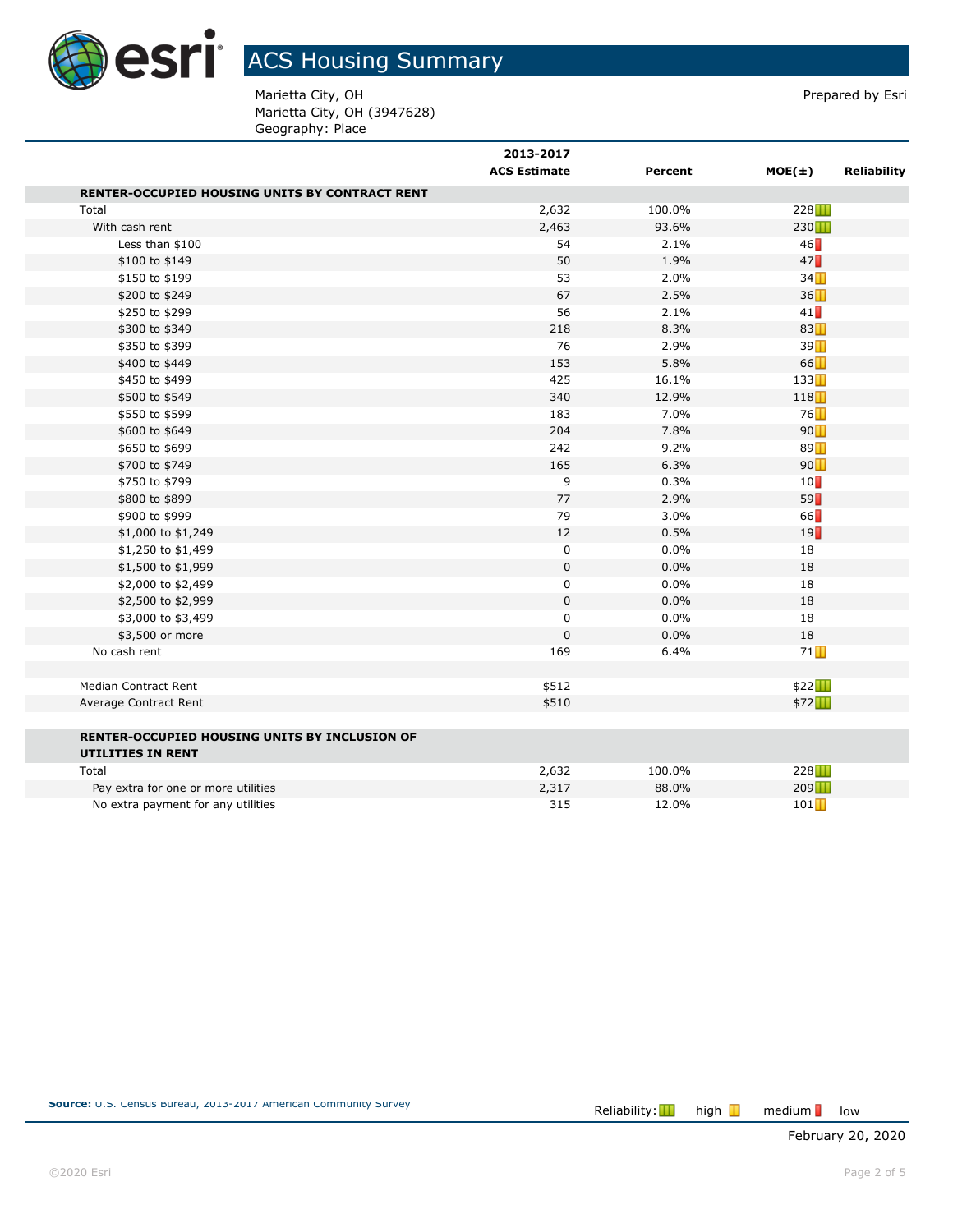# ACS Housing Summary

Marietta City, OH
Marietta City, OH (3947628)
Geography: Place

Prepared by Esri

| | 2013-2017 ACS Estimate | Percent | MOE(±) | Reliability |
|---|---|---|---|---|
| **RENTER-OCCUPIED HOUSING UNITS BY CONTRACT RENT** | | | | |
| Total | 2,632 | 100.0% | 228 | high |
| With cash rent | 2,463 | 93.6% | 230 | high |
| Less than $100 | 54 | 2.1% | 46 | low |
| $100 to $149 | 50 | 1.9% | 47 | low |
| $150 to $199 | 53 | 2.0% | 34 | medium |
| $200 to $249 | 67 | 2.5% | 36 | medium |
| $250 to $299 | 56 | 2.1% | 41 | low |
| $300 to $349 | 218 | 8.3% | 83 | medium |
| $350 to $399 | 76 | 2.9% | 39 | medium |
| $400 to $449 | 153 | 5.8% | 66 | medium |
| $450 to $499 | 425 | 16.1% | 133 | medium |
| $500 to $549 | 340 | 12.9% | 118 | medium |
| $550 to $599 | 183 | 7.0% | 76 | medium |
| $600 to $649 | 204 | 7.8% | 90 | medium |
| $650 to $699 | 242 | 9.2% | 89 | medium |
| $700 to $749 | 165 | 6.3% | 90 | medium |
| $750 to $799 | 9 | 0.3% | 10 | low |
| $800 to $899 | 77 | 2.9% | 59 | low |
| $900 to $999 | 79 | 3.0% | 66 | low |
| $1,000 to $1,249 | 12 | 0.5% | 19 | low |
| $1,250 to $1,499 | 0 | 0.0% | 18 | |
| $1,500 to $1,999 | 0 | 0.0% | 18 | |
| $2,000 to $2,499 | 0 | 0.0% | 18 | |
| $2,500 to $2,999 | 0 | 0.0% | 18 | |
| $3,000 to $3,499 | 0 | 0.0% | 18 | |
| $3,500 or more | 0 | 0.0% | 18 | |
| No cash rent | 169 | 6.4% | 71 | medium |
| | | | | |
| Median Contract Rent | $512 | | $22 | high |
| Average Contract Rent | $510 | | $72 | high |
| | | | | |
| **RENTER-OCCUPIED HOUSING UNITS BY INCLUSION OF UTILITIES IN RENT** | | | | |
| Total | 2,632 | 100.0% | 228 | high |
| Pay extra for one or more utilities | 2,317 | 88.0% | 209 | high |
| No extra payment for any utilities | 315 | 12.0% | 101 | medium |

**Source:** U.S. Census Bureau, 2013-2017 American Community Survey

Reliability: high, medium, low

February 20, 2020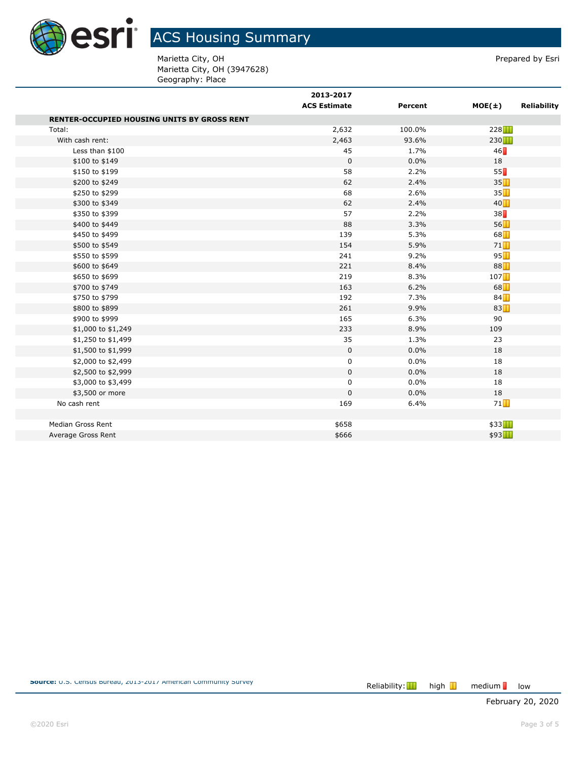# ACS Housing Summary

Marietta City, OH
Marietta City, OH (3947628)
Geography: Place

Prepared by Esri

| | 2013-2017 ACS Estimate | Percent | MOE(±) | Reliability |
|---|---|---|---|---|
| **RENTER-OCCUPIED HOUSING UNITS BY GROSS RENT** | | | | |
| Total: | 2,632 | 100.0% | 228 | high |
| With cash rent: | 2,463 | 93.6% | 230 | high |
| Less than $100 | 45 | 1.7% | 46 | low |
| $100 to $149 | 0 | 0.0% | 18 | |
| $150 to $199 | 58 | 2.2% | 55 | low |
| $200 to $249 | 62 | 2.4% | 35 | medium |
| $250 to $299 | 68 | 2.6% | 35 | medium |
| $300 to $349 | 62 | 2.4% | 40 | medium |
| $350 to $399 | 57 | 2.2% | 38 | low |
| $400 to $449 | 88 | 3.3% | 56 | medium |
| $450 to $499 | 139 | 5.3% | 68 | medium |
| $500 to $549 | 154 | 5.9% | 71 | medium |
| $550 to $599 | 241 | 9.2% | 95 | medium |
| $600 to $649 | 221 | 8.4% | 88 | medium |
| $650 to $699 | 219 | 8.3% | 107 | medium |
| $700 to $749 | 163 | 6.2% | 68 | medium |
| $750 to $799 | 192 | 7.3% | 84 | medium |
| $800 to $899 | 261 | 9.9% | 83 | medium |
| $900 to $999 | 165 | 6.3% | 90 | |
| $1,000 to $1,249 | 233 | 8.9% | 109 | |
| $1,250 to $1,499 | 35 | 1.3% | 23 | |
| $1,500 to $1,999 | 0 | 0.0% | 18 | |
| $2,000 to $2,499 | 0 | 0.0% | 18 | |
| $2,500 to $2,999 | 0 | 0.0% | 18 | |
| $3,000 to $3,499 | 0 | 0.0% | 18 | |
| $3,500 or more | 0 | 0.0% | 18 | |
| No cash rent | 169 | 6.4% | 71 | medium |
| | | | | |
| Median Gross Rent | $658 | | $33 | high |
| Average Gross Rent | $666 | | $93 | high |

**Source:** U.S. Census Bureau, 2013-2017 American Community Survey

Reliability: high, medium, low

February 20, 2020

©2020 Esri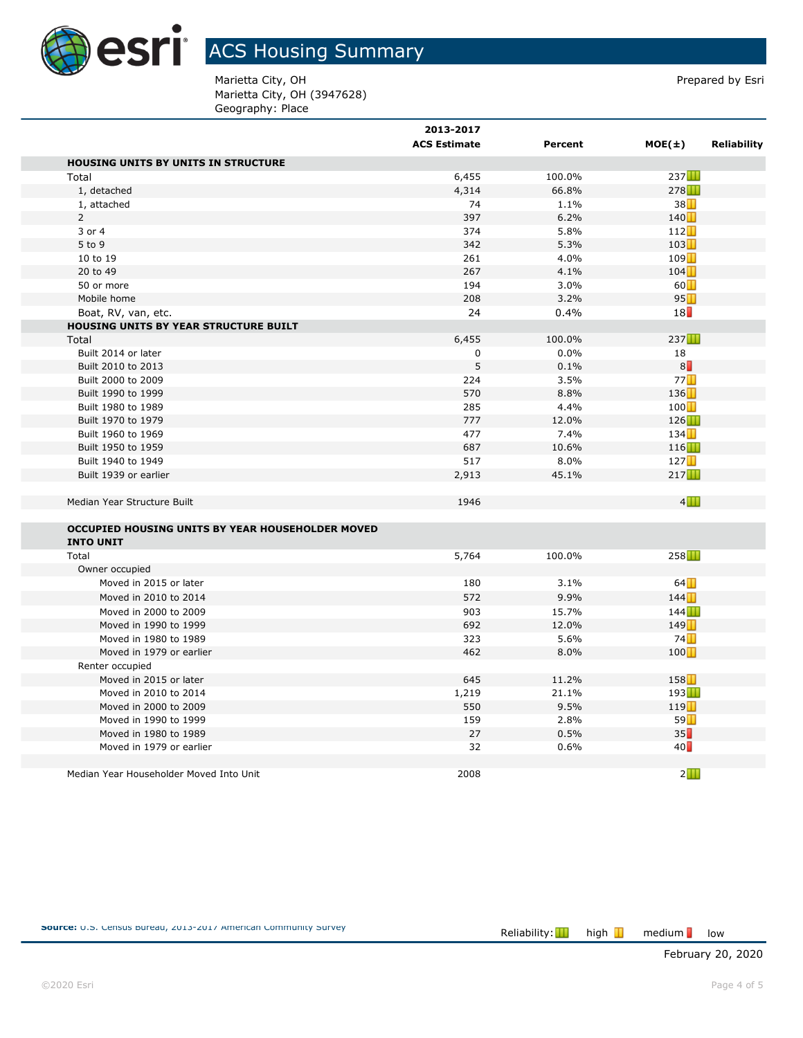# ACS Housing Summary

Marietta City, OH
Marietta City, OH (3947628)
Geography: Place

Prepared by Esri

| | 2013-2017 ACS Estimate | Percent | MOE(±) | Reliability |
|---|---|---|---|---|
| **HOUSING UNITS BY UNITS IN STRUCTURE** | | | | |
| Total | 6,455 | 100.0% | 237 | high |
| 1, detached | 4,314 | 66.8% | 278 | high |
| 1, attached | 74 | 1.1% | 38 | medium |
| 2 | 397 | 6.2% | 140 | medium |
| 3 or 4 | 374 | 5.8% | 112 | medium |
| 5 to 9 | 342 | 5.3% | 103 | medium |
| 10 to 19 | 261 | 4.0% | 109 | medium |
| 20 to 49 | 267 | 4.1% | 104 | medium |
| 50 or more | 194 | 3.0% | 60 | medium |
| Mobile home | 208 | 3.2% | 95 | medium |
| Boat, RV, van, etc. | 24 | 0.4% | 18 | low |
| **HOUSING UNITS BY YEAR STRUCTURE BUILT** | | | | |
| Total | 6,455 | 100.0% | 237 | high |
| Built 2014 or later | 0 | 0.0% | 18 | |
| Built 2010 to 2013 | 5 | 0.1% | 8 | low |
| Built 2000 to 2009 | 224 | 3.5% | 77 | medium |
| Built 1990 to 1999 | 570 | 8.8% | 136 | medium |
| Built 1980 to 1989 | 285 | 4.4% | 100 | medium |
| Built 1970 to 1979 | 777 | 12.0% | 126 | high |
| Built 1960 to 1969 | 477 | 7.4% | 134 | medium |
| Built 1950 to 1959 | 687 | 10.6% | 116 | high |
| Built 1940 to 1949 | 517 | 8.0% | 127 | medium |
| Built 1939 or earlier | 2,913 | 45.1% | 217 | high |
| | | | | |
| Median Year Structure Built | 1946 | | 4 | high |
| | | | | |
| **OCCUPIED HOUSING UNITS BY YEAR HOUSEHOLDER MOVED INTO UNIT** | | | | |
| Total | 5,764 | 100.0% | 258 | high |
| Owner occupied | | | | |
| Moved in 2015 or later | 180 | 3.1% | 64 | medium |
| Moved in 2010 to 2014 | 572 | 9.9% | 144 | medium |
| Moved in 2000 to 2009 | 903 | 15.7% | 144 | high |
| Moved in 1990 to 1999 | 692 | 12.0% | 149 | medium |
| Moved in 1980 to 1989 | 323 | 5.6% | 74 | medium |
| Moved in 1979 or earlier | 462 | 8.0% | 100 | medium |
| Renter occupied | | | | |
| Moved in 2015 or later | 645 | 11.2% | 158 | medium |
| Moved in 2010 to 2014 | 1,219 | 21.1% | 193 | high |
| Moved in 2000 to 2009 | 550 | 9.5% | 119 | medium |
| Moved in 1990 to 1999 | 159 | 2.8% | 59 | medium |
| Moved in 1980 to 1989 | 27 | 0.5% | 35 | low |
| Moved in 1979 or earlier | 32 | 0.6% | 40 | low |
| | | | | |
| Median Year Householder Moved Into Unit | 2008 | | 2 | high |

**Source:** U.S. Census Bureau, 2013-2017 American Community Survey

Reliability: high, medium, low

February 20, 2020

©2020 Esri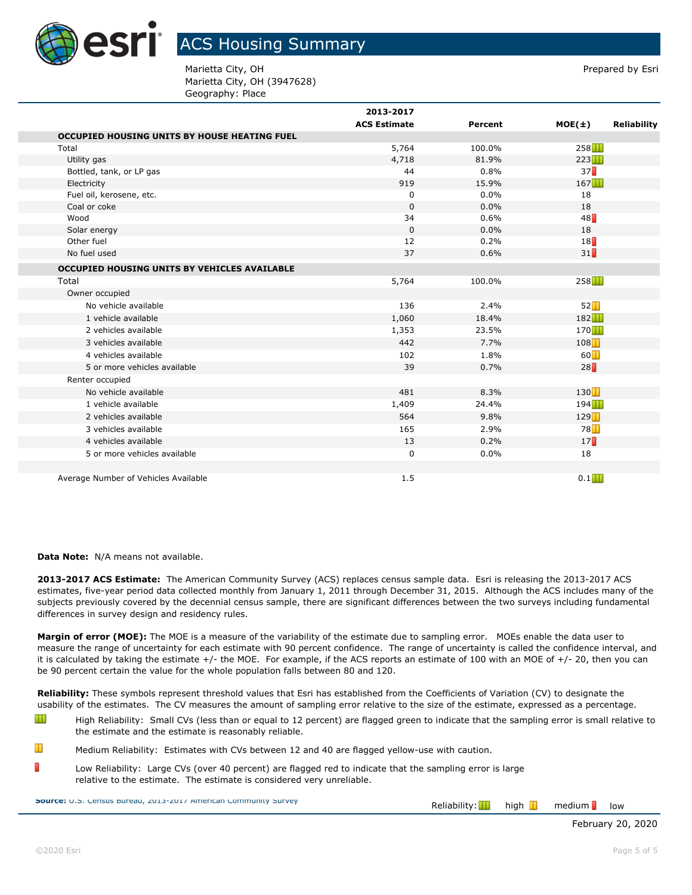# ACS Housing Summary

Marietta City, OH
Marietta City, OH (3947628)
Geography: Place

Prepared by Esri

| | 2013-2017 ACS Estimate | Percent | MOE(±) | Reliability |
|---|---|---|---|---|
| **OCCUPIED HOUSING UNITS BY HOUSE HEATING FUEL** | | | | |
| Total | 5,764 | 100.0% | 258 | high |
| Utility gas | 4,718 | 81.9% | 223 | high |
| Bottled, tank, or LP gas | 44 | 0.8% | 37 | low |
| Electricity | 919 | 15.9% | 167 | high |
| Fuel oil, kerosene, etc. | 0 | 0.0% | 18 | |
| Coal or coke | 0 | 0.0% | 18 | |
| Wood | 34 | 0.6% | 48 | low |
| Solar energy | 0 | 0.0% | 18 | |
| Other fuel | 12 | 0.2% | 18 | low |
| No fuel used | 37 | 0.6% | 31 | low |
| **OCCUPIED HOUSING UNITS BY VEHICLES AVAILABLE** | | | | |
| Total | 5,764 | 100.0% | 258 | high |
| Owner occupied | | | | |
| No vehicle available | 136 | 2.4% | 52 | medium |
| 1 vehicle available | 1,060 | 18.4% | 182 | high |
| 2 vehicles available | 1,353 | 23.5% | 170 | high |
| 3 vehicles available | 442 | 7.7% | 108 | medium |
| 4 vehicles available | 102 | 1.8% | 60 | medium |
| 5 or more vehicles available | 39 | 0.7% | 28 | low |
| Renter occupied | | | | |
| No vehicle available | 481 | 8.3% | 130 | medium |
| 1 vehicle available | 1,409 | 24.4% | 194 | high |
| 2 vehicles available | 564 | 9.8% | 129 | medium |
| 3 vehicles available | 165 | 2.9% | 78 | medium |
| 4 vehicles available | 13 | 0.2% | 17 | low |
| 5 or more vehicles available | 0 | 0.0% | 18 | |
| | | | | |
| Average Number of Vehicles Available | 1.5 | | 0.1 | high |

**Data Note:** N/A means not available.

**2013-2017 ACS Estimate:** The American Community Survey (ACS) replaces census sample data. Esri is releasing the 2013-2017 ACS estimates, five-year period data collected monthly from January 1, 2011 through December 31, 2015. Although the ACS includes many of the subjects previously covered by the decennial census sample, there are significant differences between the two surveys including fundamental differences in survey design and residency rules.

**Margin of error (MOE):** The MOE is a measure of the variability of the estimate due to sampling error. MOEs enable the data user to measure the range of uncertainty for each estimate with 90 percent confidence. The range of uncertainty is called the confidence interval, and it is calculated by taking the estimate +/- the MOE. For example, if the ACS reports an estimate of 100 with an MOE of +/- 20, then you can be 90 percent certain the value for the whole population falls between 80 and 120.

**Reliability:** These symbols represent threshold values that Esri has established from the Coefficients of Variation (CV) to designate the usability of the estimates. The CV measures the amount of sampling error relative to the size of the estimate, expressed as a percentage.

- High Reliability: Small CVs (less than or equal to 12 percent) are flagged green to indicate that the sampling error is small relative to the estimate and the estimate is reasonably reliable.
- Medium Reliability: Estimates with CVs between 12 and 40 are flagged yellow-use with caution.
- Low Reliability: Large CVs (over 40 percent) are flagged red to indicate that the sampling error is large relative to the estimate. The estimate is considered very unreliable.

**Source:** U.S. Census Bureau, 2013-2017 American Community Survey

Reliability: high medium low

February 20, 2020